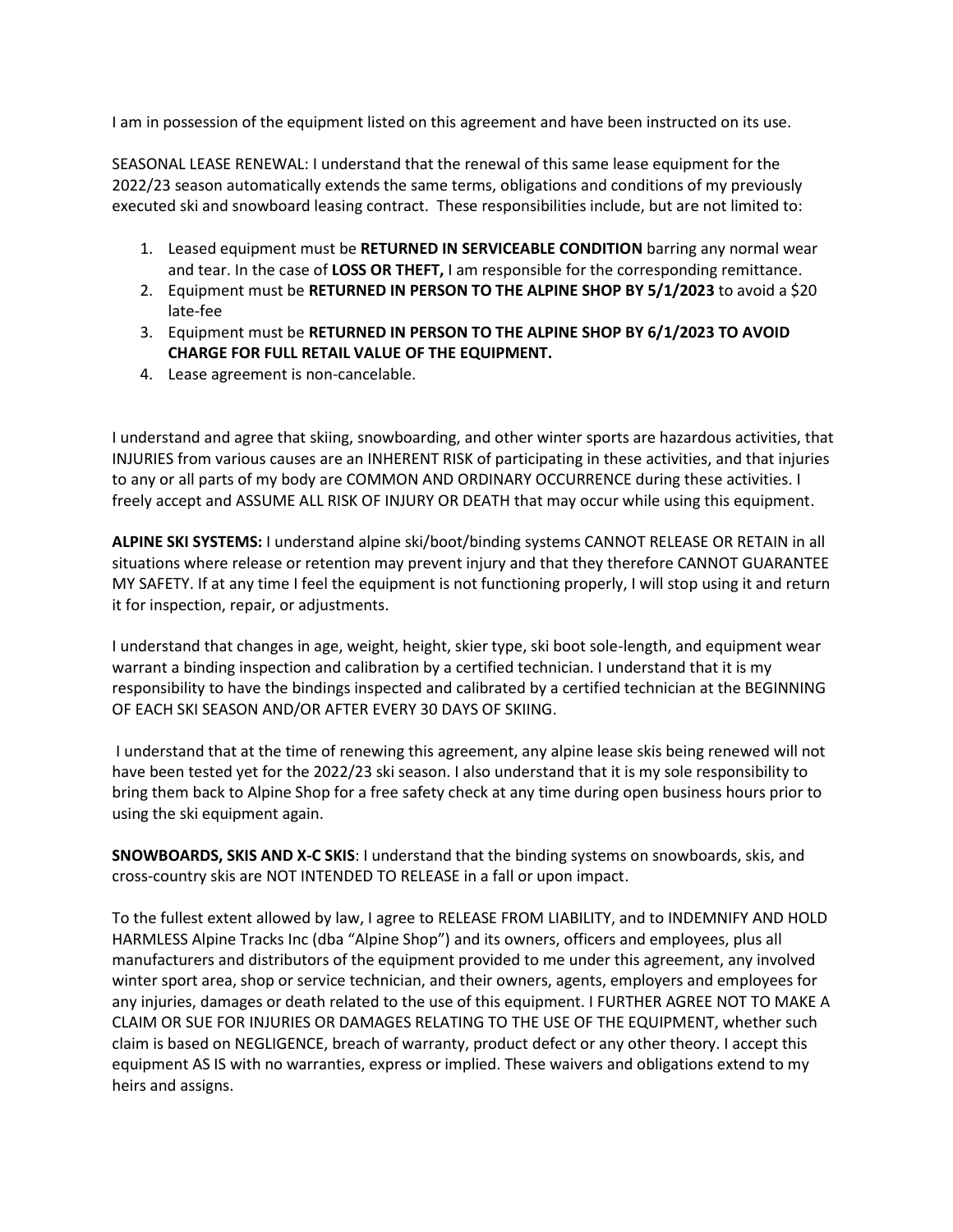I am in possession of the equipment listed on this agreement and have been instructed on its use.

SEASONAL LEASE RENEWAL: I understand that the renewal of this same lease equipment for the 2022/23 season automatically extends the same terms, obligations and conditions of my previously executed ski and snowboard leasing contract. These responsibilities include, but are not limited to:

1. Leased equipment must be **RETURNED IN SERVICEABLE CONDITION** barring any normal wear and tear. In the case of **LOSS OR THEFT,** I am responsible for the corresponding remittance.
2. Equipment must be **RETURNED IN PERSON TO THE ALPINE SHOP BY 5/1/2023** to avoid a $20 late-fee
3. Equipment must be **RETURNED IN PERSON TO THE ALPINE SHOP BY 6/1/2023 TO AVOID CHARGE FOR FULL RETAIL VALUE OF THE EQUIPMENT.**
4. Lease agreement is non-cancelable.

I understand and agree that skiing, snowboarding, and other winter sports are hazardous activities, that INJURIES from various causes are an INHERENT RISK of participating in these activities, and that injuries to any or all parts of my body are COMMON AND ORDINARY OCCURRENCE during these activities. I freely accept and ASSUME ALL RISK OF INJURY OR DEATH that may occur while using this equipment.

**ALPINE SKI SYSTEMS:** I understand alpine ski/boot/binding systems CANNOT RELEASE OR RETAIN in all situations where release or retention may prevent injury and that they therefore CANNOT GUARANTEE MY SAFETY. If at any time I feel the equipment is not functioning properly, I will stop using it and return it for inspection, repair, or adjustments.

I understand that changes in age, weight, height, skier type, ski boot sole-length, and equipment wear warrant a binding inspection and calibration by a certified technician. I understand that it is my responsibility to have the bindings inspected and calibrated by a certified technician at the BEGINNING OF EACH SKI SEASON AND/OR AFTER EVERY 30 DAYS OF SKIING.

I understand that at the time of renewing this agreement, any alpine lease skis being renewed will not have been tested yet for the 2022/23 ski season. I also understand that it is my sole responsibility to bring them back to Alpine Shop for a free safety check at any time during open business hours prior to using the ski equipment again.

**SNOWBOARDS, SKIS AND X-C SKIS**: I understand that the binding systems on snowboards, skis, and cross-country skis are NOT INTENDED TO RELEASE in a fall or upon impact.

To the fullest extent allowed by law, I agree to RELEASE FROM LIABILITY, and to INDEMNIFY AND HOLD HARMLESS Alpine Tracks Inc (dba "Alpine Shop") and its owners, officers and employees, plus all manufacturers and distributors of the equipment provided to me under this agreement, any involved winter sport area, shop or service technician, and their owners, agents, employers and employees for any injuries, damages or death related to the use of this equipment. I FURTHER AGREE NOT TO MAKE A CLAIM OR SUE FOR INJURIES OR DAMAGES RELATING TO THE USE OF THE EQUIPMENT, whether such claim is based on NEGLIGENCE, breach of warranty, product defect or any other theory. I accept this equipment AS IS with no warranties, express or implied. These waivers and obligations extend to my heirs and assigns.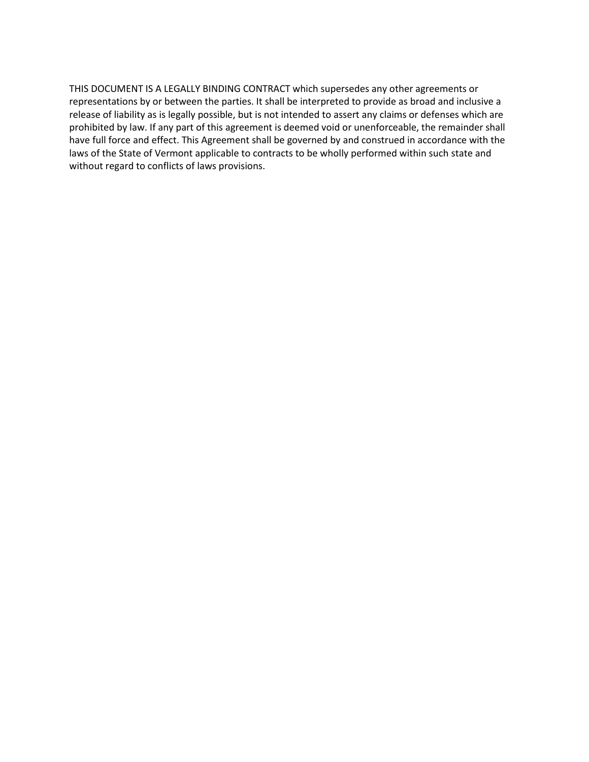THIS DOCUMENT IS A LEGALLY BINDING CONTRACT which supersedes any other agreements or representations by or between the parties. It shall be interpreted to provide as broad and inclusive a release of liability as is legally possible, but is not intended to assert any claims or defenses which are prohibited by law. If any part of this agreement is deemed void or unenforceable, the remainder shall have full force and effect. This Agreement shall be governed by and construed in accordance with the laws of the State of Vermont applicable to contracts to be wholly performed within such state and without regard to conflicts of laws provisions.